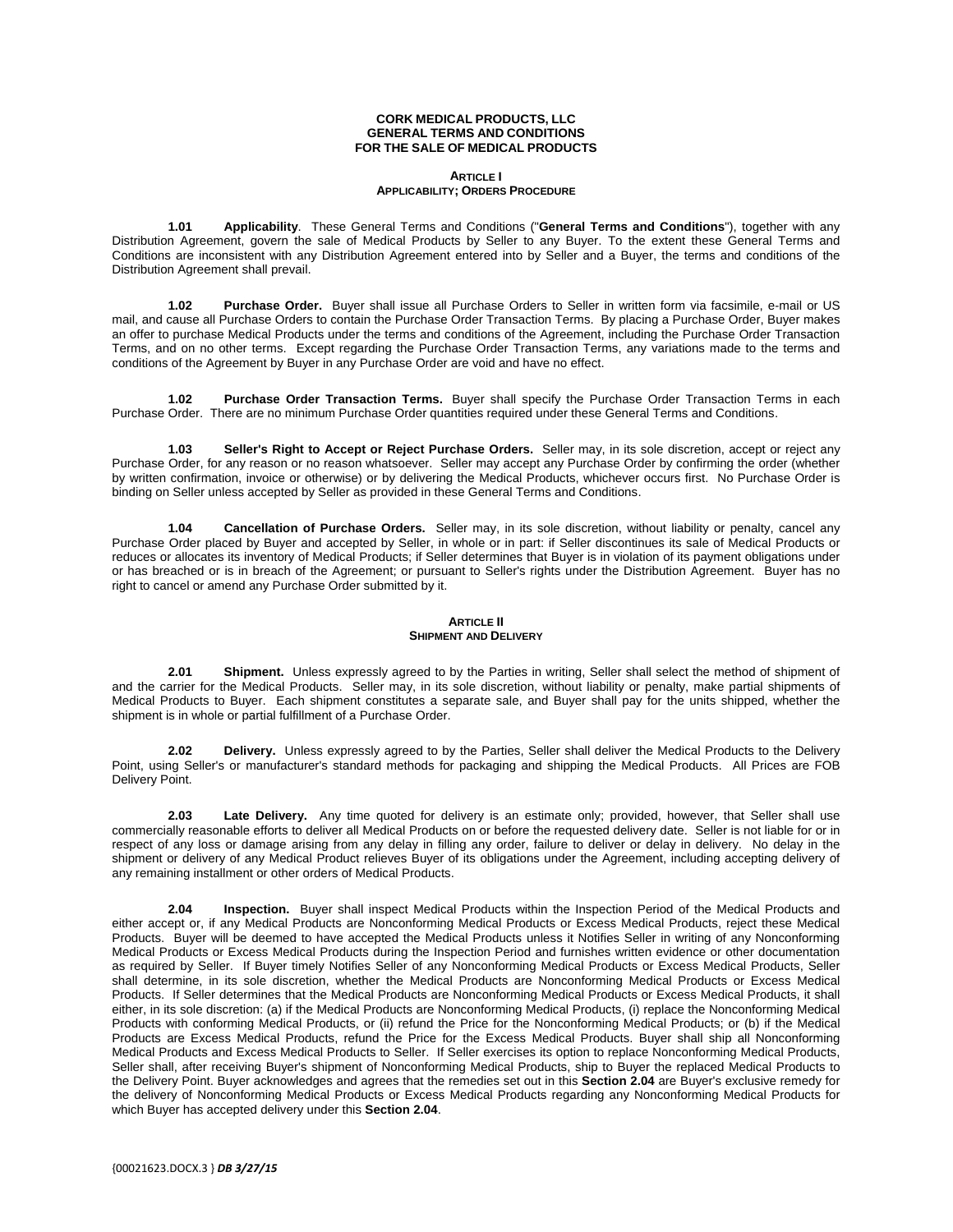**CORK MEDICAL PRODUCTS, LLC**
**GENERAL TERMS AND CONDITIONS**
**FOR THE SALE OF MEDICAL PRODUCTS**

**ARTICLE I**
**APPLICABILITY; ORDERS PROCEDURE**

**1.01 Applicability**. These General Terms and Conditions ("**General Terms and Conditions**"), together with any Distribution Agreement, govern the sale of Medical Products by Seller to any Buyer. To the extent these General Terms and Conditions are inconsistent with any Distribution Agreement entered into by Seller and a Buyer, the terms and conditions of the Distribution Agreement shall prevail.

**1.02 Purchase Order.** Buyer shall issue all Purchase Orders to Seller in written form via facsimile, e-mail or US mail, and cause all Purchase Orders to contain the Purchase Order Transaction Terms. By placing a Purchase Order, Buyer makes an offer to purchase Medical Products under the terms and conditions of the Agreement, including the Purchase Order Transaction Terms, and on no other terms. Except regarding the Purchase Order Transaction Terms, any variations made to the terms and conditions of the Agreement by Buyer in any Purchase Order are void and have no effect.

**1.02 Purchase Order Transaction Terms.** Buyer shall specify the Purchase Order Transaction Terms in each Purchase Order. There are no minimum Purchase Order quantities required under these General Terms and Conditions.

**1.03 Seller's Right to Accept or Reject Purchase Orders.** Seller may, in its sole discretion, accept or reject any Purchase Order, for any reason or no reason whatsoever. Seller may accept any Purchase Order by confirming the order (whether by written confirmation, invoice or otherwise) or by delivering the Medical Products, whichever occurs first. No Purchase Order is binding on Seller unless accepted by Seller as provided in these General Terms and Conditions.

**1.04 Cancellation of Purchase Orders.** Seller may, in its sole discretion, without liability or penalty, cancel any Purchase Order placed by Buyer and accepted by Seller, in whole or in part: if Seller discontinues its sale of Medical Products or reduces or allocates its inventory of Medical Products; if Seller determines that Buyer is in violation of its payment obligations under or has breached or is in breach of the Agreement; or pursuant to Seller's rights under the Distribution Agreement. Buyer has no right to cancel or amend any Purchase Order submitted by it.

**ARTICLE II**
**SHIPMENT AND DELIVERY**

**2.01 Shipment.** Unless expressly agreed to by the Parties in writing, Seller shall select the method of shipment of and the carrier for the Medical Products. Seller may, in its sole discretion, without liability or penalty, make partial shipments of Medical Products to Buyer. Each shipment constitutes a separate sale, and Buyer shall pay for the units shipped, whether the shipment is in whole or partial fulfillment of a Purchase Order.

**2.02 Delivery.** Unless expressly agreed to by the Parties, Seller shall deliver the Medical Products to the Delivery Point, using Seller's or manufacturer's standard methods for packaging and shipping the Medical Products. All Prices are FOB Delivery Point.

**2.03 Late Delivery.** Any time quoted for delivery is an estimate only; provided, however, that Seller shall use commercially reasonable efforts to deliver all Medical Products on or before the requested delivery date. Seller is not liable for or in respect of any loss or damage arising from any delay in filling any order, failure to deliver or delay in delivery. No delay in the shipment or delivery of any Medical Product relieves Buyer of its obligations under the Agreement, including accepting delivery of any remaining installment or other orders of Medical Products.

**2.04 Inspection.** Buyer shall inspect Medical Products within the Inspection Period of the Medical Products and either accept or, if any Medical Products are Nonconforming Medical Products or Excess Medical Products, reject these Medical Products. Buyer will be deemed to have accepted the Medical Products unless it Notifies Seller in writing of any Nonconforming Medical Products or Excess Medical Products during the Inspection Period and furnishes written evidence or other documentation as required by Seller. If Buyer timely Notifies Seller of any Nonconforming Medical Products or Excess Medical Products, Seller shall determine, in its sole discretion, whether the Medical Products are Nonconforming Medical Products or Excess Medical Products. If Seller determines that the Medical Products are Nonconforming Medical Products or Excess Medical Products, it shall either, in its sole discretion: (a) if the Medical Products are Nonconforming Medical Products, (i) replace the Nonconforming Medical Products with conforming Medical Products, or (ii) refund the Price for the Nonconforming Medical Products; or (b) if the Medical Products are Excess Medical Products, refund the Price for the Excess Medical Products. Buyer shall ship all Nonconforming Medical Products and Excess Medical Products to Seller. If Seller exercises its option to replace Nonconforming Medical Products, Seller shall, after receiving Buyer's shipment of Nonconforming Medical Products, ship to Buyer the replaced Medical Products to the Delivery Point. Buyer acknowledges and agrees that the remedies set out in this **Section 2.04** are Buyer's exclusive remedy for the delivery of Nonconforming Medical Products or Excess Medical Products regarding any Nonconforming Medical Products for which Buyer has accepted delivery under this **Section 2.04**.

{00021623.DOCX.3 } ***DB 3/27/15***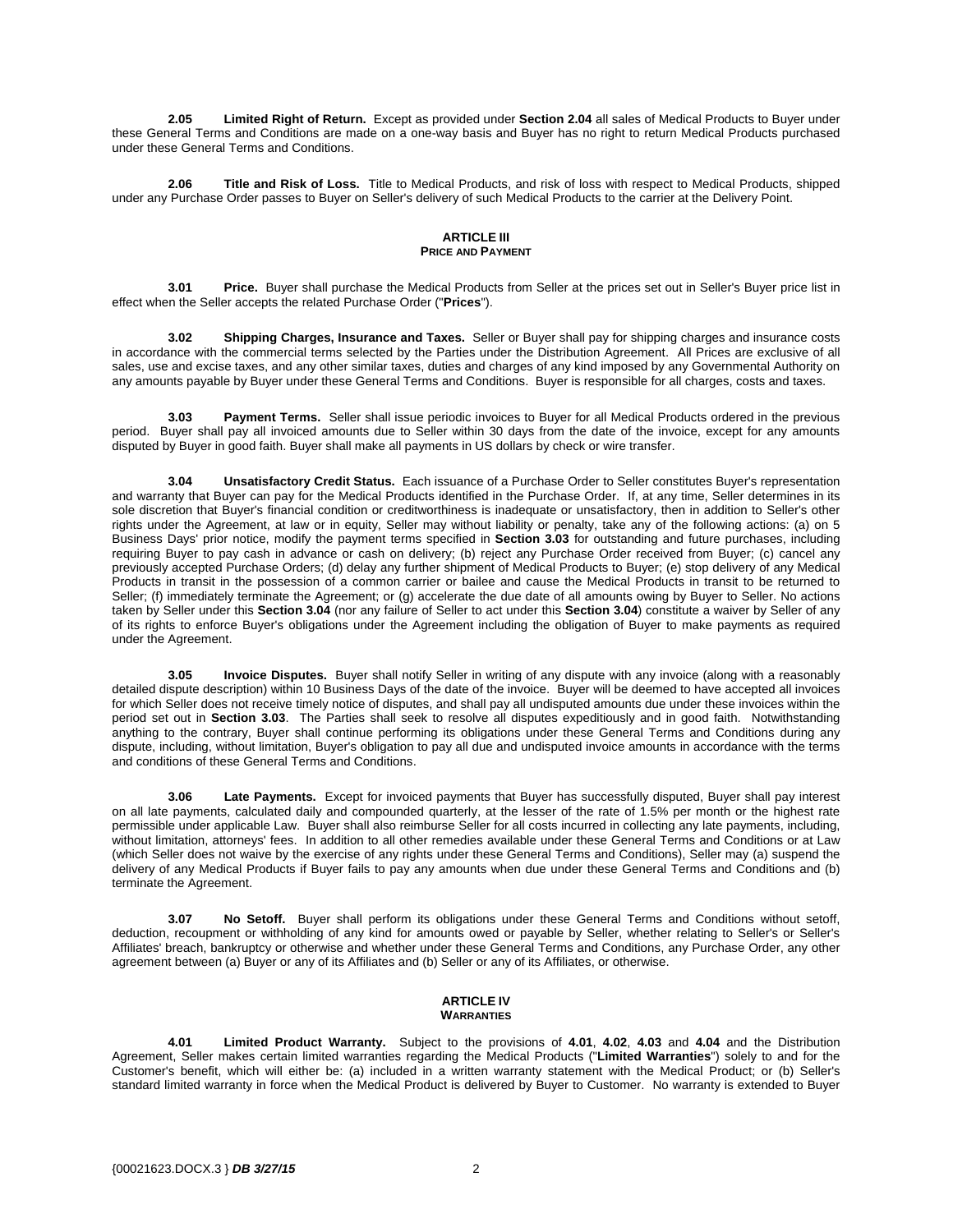**2.05 Limited Right of Return.** Except as provided under **Section 2.04** all sales of Medical Products to Buyer under these General Terms and Conditions are made on a one-way basis and Buyer has no right to return Medical Products purchased under these General Terms and Conditions.

**2.06 Title and Risk of Loss.** Title to Medical Products, and risk of loss with respect to Medical Products, shipped under any Purchase Order passes to Buyer on Seller's delivery of such Medical Products to the carrier at the Delivery Point.

## ARTICLE III
## PRICE AND PAYMENT

**3.01 Price.** Buyer shall purchase the Medical Products from Seller at the prices set out in Seller's Buyer price list in effect when the Seller accepts the related Purchase Order ("**Prices**").

**3.02 Shipping Charges, Insurance and Taxes.** Seller or Buyer shall pay for shipping charges and insurance costs in accordance with the commercial terms selected by the Parties under the Distribution Agreement. All Prices are exclusive of all sales, use and excise taxes, and any other similar taxes, duties and charges of any kind imposed by any Governmental Authority on any amounts payable by Buyer under these General Terms and Conditions. Buyer is responsible for all charges, costs and taxes.

**3.03 Payment Terms.** Seller shall issue periodic invoices to Buyer for all Medical Products ordered in the previous period. Buyer shall pay all invoiced amounts due to Seller within 30 days from the date of the invoice, except for any amounts disputed by Buyer in good faith. Buyer shall make all payments in US dollars by check or wire transfer.

**3.04 Unsatisfactory Credit Status.** Each issuance of a Purchase Order to Seller constitutes Buyer's representation and warranty that Buyer can pay for the Medical Products identified in the Purchase Order. If, at any time, Seller determines in its sole discretion that Buyer's financial condition or creditworthiness is inadequate or unsatisfactory, then in addition to Seller's other rights under the Agreement, at law or in equity, Seller may without liability or penalty, take any of the following actions: (a) on 5 Business Days' prior notice, modify the payment terms specified in **Section 3.03** for outstanding and future purchases, including requiring Buyer to pay cash in advance or cash on delivery; (b) reject any Purchase Order received from Buyer; (c) cancel any previously accepted Purchase Orders; (d) delay any further shipment of Medical Products to Buyer; (e) stop delivery of any Medical Products in transit in the possession of a common carrier or bailee and cause the Medical Products in transit to be returned to Seller; (f) immediately terminate the Agreement; or (g) accelerate the due date of all amounts owing by Buyer to Seller. No actions taken by Seller under this **Section 3.04** (nor any failure of Seller to act under this **Section 3.04**) constitute a waiver by Seller of any of its rights to enforce Buyer's obligations under the Agreement including the obligation of Buyer to make payments as required under the Agreement.

**3.05 Invoice Disputes.** Buyer shall notify Seller in writing of any dispute with any invoice (along with a reasonably detailed dispute description) within 10 Business Days of the date of the invoice. Buyer will be deemed to have accepted all invoices for which Seller does not receive timely notice of disputes, and shall pay all undisputed amounts due under these invoices within the period set out in **Section 3.03**. The Parties shall seek to resolve all disputes expeditiously and in good faith. Notwithstanding anything to the contrary, Buyer shall continue performing its obligations under these General Terms and Conditions during any dispute, including, without limitation, Buyer's obligation to pay all due and undisputed invoice amounts in accordance with the terms and conditions of these General Terms and Conditions.

**3.06 Late Payments.** Except for invoiced payments that Buyer has successfully disputed, Buyer shall pay interest on all late payments, calculated daily and compounded quarterly, at the lesser of the rate of 1.5% per month or the highest rate permissible under applicable Law. Buyer shall also reimburse Seller for all costs incurred in collecting any late payments, including, without limitation, attorneys' fees. In addition to all other remedies available under these General Terms and Conditions or at Law (which Seller does not waive by the exercise of any rights under these General Terms and Conditions), Seller may (a) suspend the delivery of any Medical Products if Buyer fails to pay any amounts when due under these General Terms and Conditions and (b) terminate the Agreement.

**3.07 No Setoff.** Buyer shall perform its obligations under these General Terms and Conditions without setoff, deduction, recoupment or withholding of any kind for amounts owed or payable by Seller, whether relating to Seller's or Seller's Affiliates' breach, bankruptcy or otherwise and whether under these General Terms and Conditions, any Purchase Order, any other agreement between (a) Buyer or any of its Affiliates and (b) Seller or any of its Affiliates, or otherwise.

## ARTICLE IV
## WARRANTIES

**4.01 Limited Product Warranty.** Subject to the provisions of **4.01**, **4.02**, **4.03** and **4.04** and the Distribution Agreement, Seller makes certain limited warranties regarding the Medical Products ("**Limited Warranties**") solely to and for the Customer's benefit, which will either be: (a) included in a written warranty statement with the Medical Product; or (b) Seller's standard limited warranty in force when the Medical Product is delivered by Buyer to Customer. No warranty is extended to Buyer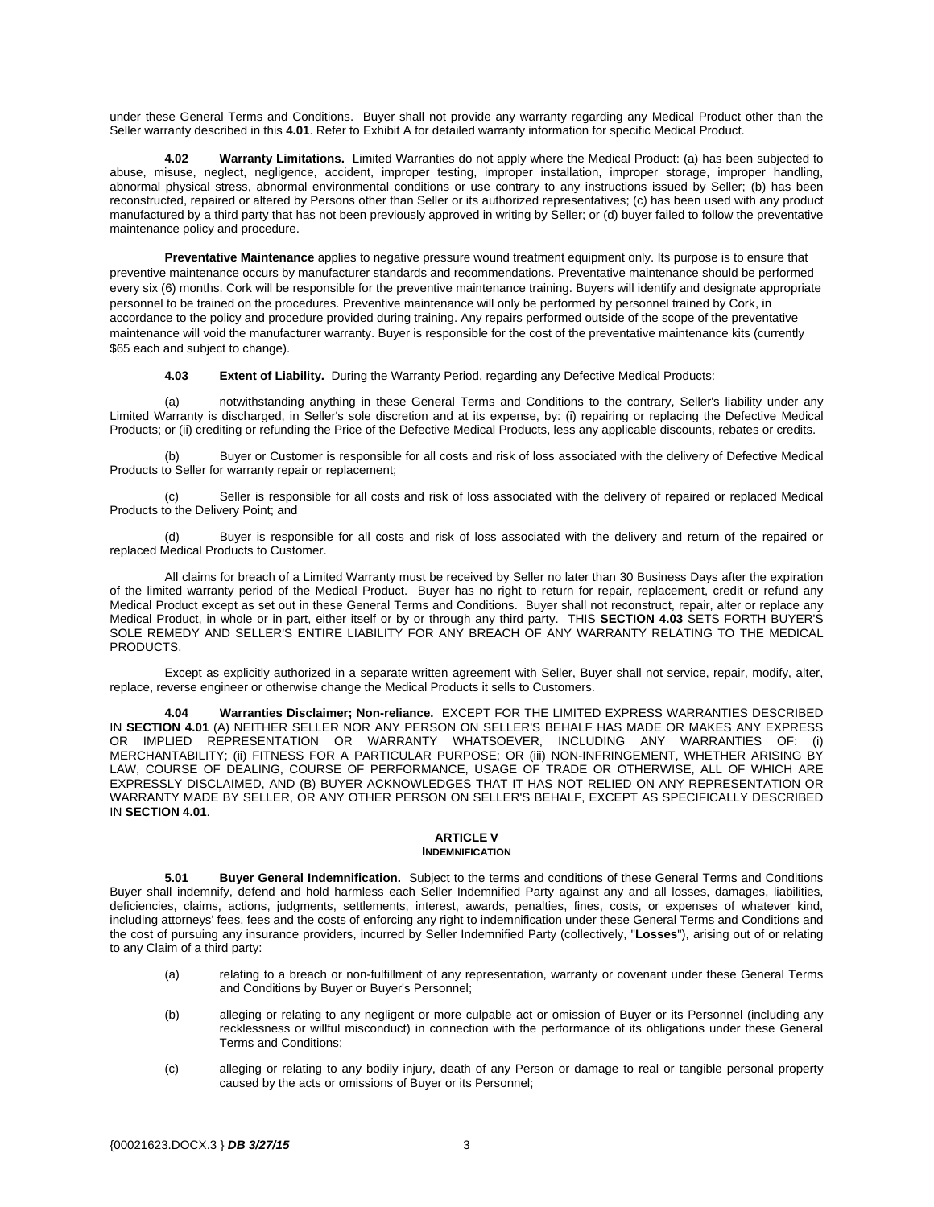under these General Terms and Conditions. Buyer shall not provide any warranty regarding any Medical Product other than the Seller warranty described in this **4.01**. Refer to Exhibit A for detailed warranty information for specific Medical Product.

**4.02 Warranty Limitations.** Limited Warranties do not apply where the Medical Product: (a) has been subjected to abuse, misuse, neglect, negligence, accident, improper testing, improper installation, improper storage, improper handling, abnormal physical stress, abnormal environmental conditions or use contrary to any instructions issued by Seller; (b) has been reconstructed, repaired or altered by Persons other than Seller or its authorized representatives; (c) has been used with any product manufactured by a third party that has not been previously approved in writing by Seller; or (d) buyer failed to follow the preventative maintenance policy and procedure.

**Preventative Maintenance** applies to negative pressure wound treatment equipment only. Its purpose is to ensure that preventive maintenance occurs by manufacturer standards and recommendations. Preventative maintenance should be performed every six (6) months. Cork will be responsible for the preventive maintenance training. Buyers will identify and designate appropriate personnel to be trained on the procedures. Preventive maintenance will only be performed by personnel trained by Cork, in accordance to the policy and procedure provided during training. Any repairs performed outside of the scope of the preventative maintenance will void the manufacturer warranty. Buyer is responsible for the cost of the preventative maintenance kits (currently $65 each and subject to change).

**4.03 Extent of Liability.** During the Warranty Period, regarding any Defective Medical Products:

(a) notwithstanding anything in these General Terms and Conditions to the contrary, Seller's liability under any Limited Warranty is discharged, in Seller's sole discretion and at its expense, by: (i) repairing or replacing the Defective Medical Products; or (ii) crediting or refunding the Price of the Defective Medical Products, less any applicable discounts, rebates or credits.

(b) Buyer or Customer is responsible for all costs and risk of loss associated with the delivery of Defective Medical Products to Seller for warranty repair or replacement;

(c) Seller is responsible for all costs and risk of loss associated with the delivery of repaired or replaced Medical Products to the Delivery Point; and

(d) Buyer is responsible for all costs and risk of loss associated with the delivery and return of the repaired or replaced Medical Products to Customer.

All claims for breach of a Limited Warranty must be received by Seller no later than 30 Business Days after the expiration of the limited warranty period of the Medical Product. Buyer has no right to return for repair, replacement, credit or refund any Medical Product except as set out in these General Terms and Conditions. Buyer shall not reconstruct, repair, alter or replace any Medical Product, in whole or in part, either itself or by or through any third party. THIS **SECTION 4.03** SETS FORTH BUYER'S SOLE REMEDY AND SELLER'S ENTIRE LIABILITY FOR ANY BREACH OF ANY WARRANTY RELATING TO THE MEDICAL PRODUCTS.

Except as explicitly authorized in a separate written agreement with Seller, Buyer shall not service, repair, modify, alter, replace, reverse engineer or otherwise change the Medical Products it sells to Customers.

**4.04 Warranties Disclaimer; Non-reliance.** EXCEPT FOR THE LIMITED EXPRESS WARRANTIES DESCRIBED IN **SECTION 4.01** (A) NEITHER SELLER NOR ANY PERSON ON SELLER'S BEHALF HAS MADE OR MAKES ANY EXPRESS OR IMPLIED REPRESENTATION OR WARRANTY WHATSOEVER, INCLUDING ANY WARRANTIES OF: (i) MERCHANTABILITY; (ii) FITNESS FOR A PARTICULAR PURPOSE; OR (iii) NON-INFRINGEMENT, WHETHER ARISING BY LAW, COURSE OF DEALING, COURSE OF PERFORMANCE, USAGE OF TRADE OR OTHERWISE, ALL OF WHICH ARE EXPRESSLY DISCLAIMED, AND (B) BUYER ACKNOWLEDGES THAT IT HAS NOT RELIED ON ANY REPRESENTATION OR WARRANTY MADE BY SELLER, OR ANY OTHER PERSON ON SELLER'S BEHALF, EXCEPT AS SPECIFICALLY DESCRIBED IN **SECTION 4.01**.

## ARTICLE V
### INDEMNIFICATION

**5.01 Buyer General Indemnification.** Subject to the terms and conditions of these General Terms and Conditions Buyer shall indemnify, defend and hold harmless each Seller Indemnified Party against any and all losses, damages, liabilities, deficiencies, claims, actions, judgments, settlements, interest, awards, penalties, fines, costs, or expenses of whatever kind, including attorneys' fees, fees and the costs of enforcing any right to indemnification under these General Terms and Conditions and the cost of pursuing any insurance providers, incurred by Seller Indemnified Party (collectively, "**Losses**"), arising out of or relating to any Claim of a third party:

(a) relating to a breach or non-fulfillment of any representation, warranty or covenant under these General Terms and Conditions by Buyer or Buyer's Personnel;

(b) alleging or relating to any negligent or more culpable act or omission of Buyer or its Personnel (including any recklessness or willful misconduct) in connection with the performance of its obligations under these General Terms and Conditions;

(c) alleging or relating to any bodily injury, death of any Person or damage to real or tangible personal property caused by the acts or omissions of Buyer or its Personnel;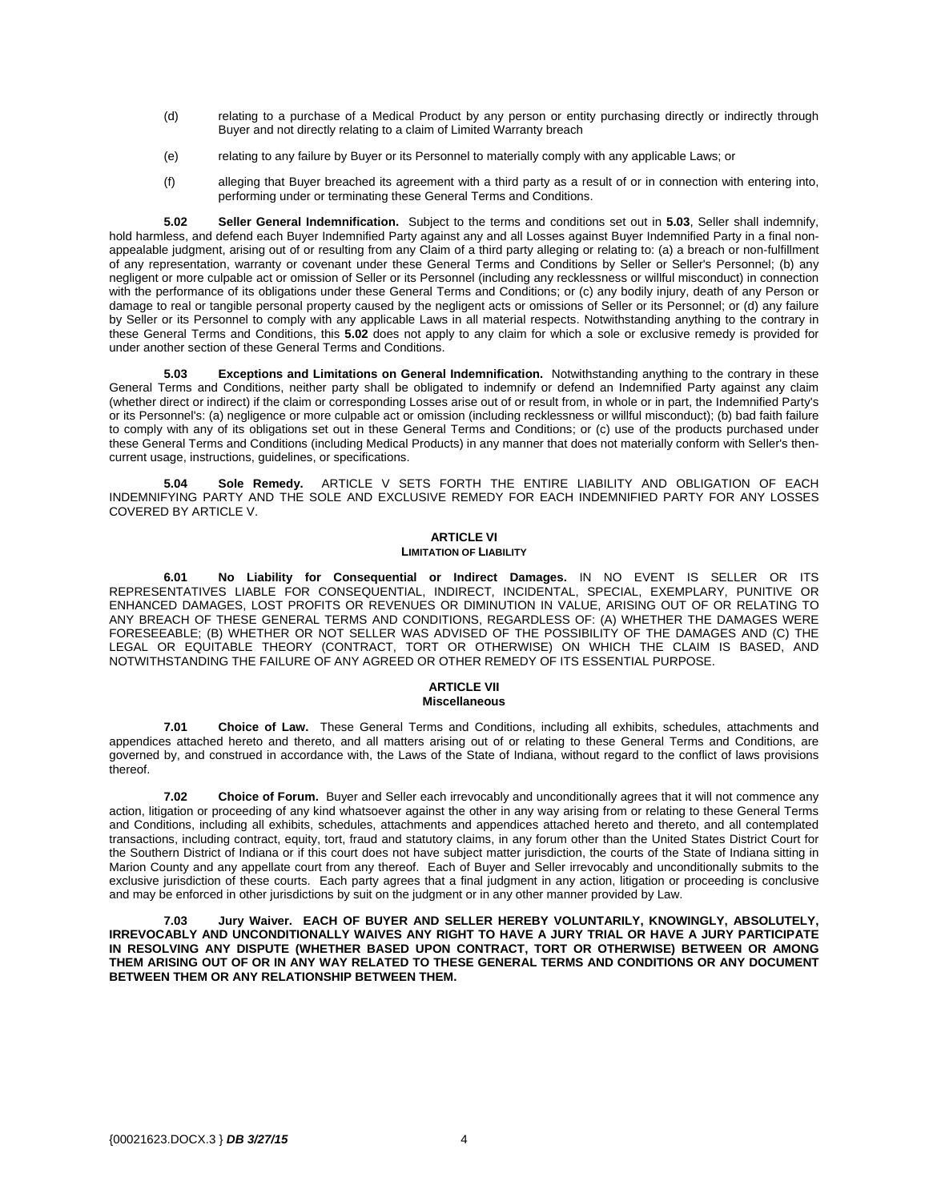(d) relating to a purchase of a Medical Product by any person or entity purchasing directly or indirectly through Buyer and not directly relating to a claim of Limited Warranty breach

(e) relating to any failure by Buyer or its Personnel to materially comply with any applicable Laws; or

(f) alleging that Buyer breached its agreement with a third party as a result of or in connection with entering into, performing under or terminating these General Terms and Conditions.

**5.02 Seller General Indemnification.** Subject to the terms and conditions set out in **5.03**, Seller shall indemnify, hold harmless, and defend each Buyer Indemnified Party against any and all Losses against Buyer Indemnified Party in a final non-appealable judgment, arising out of or resulting from any Claim of a third party alleging or relating to: (a) a breach or non-fulfillment of any representation, warranty or covenant under these General Terms and Conditions by Seller or Seller's Personnel; (b) any negligent or more culpable act or omission of Seller or its Personnel (including any recklessness or willful misconduct) in connection with the performance of its obligations under these General Terms and Conditions; or (c) any bodily injury, death of any Person or damage to real or tangible personal property caused by the negligent acts or omissions of Seller or its Personnel; or (d) any failure by Seller or its Personnel to comply with any applicable Laws in all material respects. Notwithstanding anything to the contrary in these General Terms and Conditions, this **5.02** does not apply to any claim for which a sole or exclusive remedy is provided for under another section of these General Terms and Conditions.

**5.03 Exceptions and Limitations on General Indemnification.** Notwithstanding anything to the contrary in these General Terms and Conditions, neither party shall be obligated to indemnify or defend an Indemnified Party against any claim (whether direct or indirect) if the claim or corresponding Losses arise out of or result from, in whole or in part, the Indemnified Party's or its Personnel's: (a) negligence or more culpable act or omission (including recklessness or willful misconduct); (b) bad faith failure to comply with any of its obligations set out in these General Terms and Conditions; or (c) use of the products purchased under these General Terms and Conditions (including Medical Products) in any manner that does not materially conform with Seller's then-current usage, instructions, guidelines, or specifications.

**5.04 Sole Remedy.** ARTICLE V SETS FORTH THE ENTIRE LIABILITY AND OBLIGATION OF EACH INDEMNIFYING PARTY AND THE SOLE AND EXCLUSIVE REMEDY FOR EACH INDEMNIFIED PARTY FOR ANY LOSSES COVERED BY ARTICLE V.

## ARTICLE VI
### LIMITATION OF LIABILITY

**6.01 No Liability for Consequential or Indirect Damages.** IN NO EVENT IS SELLER OR ITS REPRESENTATIVES LIABLE FOR CONSEQUENTIAL, INDIRECT, INCIDENTAL, SPECIAL, EXEMPLARY, PUNITIVE OR ENHANCED DAMAGES, LOST PROFITS OR REVENUES OR DIMINUTION IN VALUE, ARISING OUT OF OR RELATING TO ANY BREACH OF THESE GENERAL TERMS AND CONDITIONS, REGARDLESS OF: (A) WHETHER THE DAMAGES WERE FORESEEABLE; (B) WHETHER OR NOT SELLER WAS ADVISED OF THE POSSIBILITY OF THE DAMAGES AND (C) THE LEGAL OR EQUITABLE THEORY (CONTRACT, TORT OR OTHERWISE) ON WHICH THE CLAIM IS BASED, AND NOTWITHSTANDING THE FAILURE OF ANY AGREED OR OTHER REMEDY OF ITS ESSENTIAL PURPOSE.

## ARTICLE VII
### Miscellaneous

**7.01 Choice of Law.** These General Terms and Conditions, including all exhibits, schedules, attachments and appendices attached hereto and thereto, and all matters arising out of or relating to these General Terms and Conditions, are governed by, and construed in accordance with, the Laws of the State of Indiana, without regard to the conflict of laws provisions thereof.

**7.02 Choice of Forum.** Buyer and Seller each irrevocably and unconditionally agrees that it will not commence any action, litigation or proceeding of any kind whatsoever against the other in any way arising from or relating to these General Terms and Conditions, including all exhibits, schedules, attachments and appendices attached hereto and thereto, and all contemplated transactions, including contract, equity, tort, fraud and statutory claims, in any forum other than the United States District Court for the Southern District of Indiana or if this court does not have subject matter jurisdiction, the courts of the State of Indiana sitting in Marion County and any appellate court from any thereof. Each of Buyer and Seller irrevocably and unconditionally submits to the exclusive jurisdiction of these courts. Each party agrees that a final judgment in any action, litigation or proceeding is conclusive and may be enforced in other jurisdictions by suit on the judgment or in any other manner provided by Law.

**7.03 Jury Waiver. EACH OF BUYER AND SELLER HEREBY VOLUNTARILY, KNOWINGLY, ABSOLUTELY, IRREVOCABLY AND UNCONDITIONALLY WAIVES ANY RIGHT TO HAVE A JURY TRIAL OR HAVE A JURY PARTICIPATE IN RESOLVING ANY DISPUTE (WHETHER BASED UPON CONTRACT, TORT OR OTHERWISE) BETWEEN OR AMONG THEM ARISING OUT OF OR IN ANY WAY RELATED TO THESE GENERAL TERMS AND CONDITIONS OR ANY DOCUMENT BETWEEN THEM OR ANY RELATIONSHIP BETWEEN THEM.**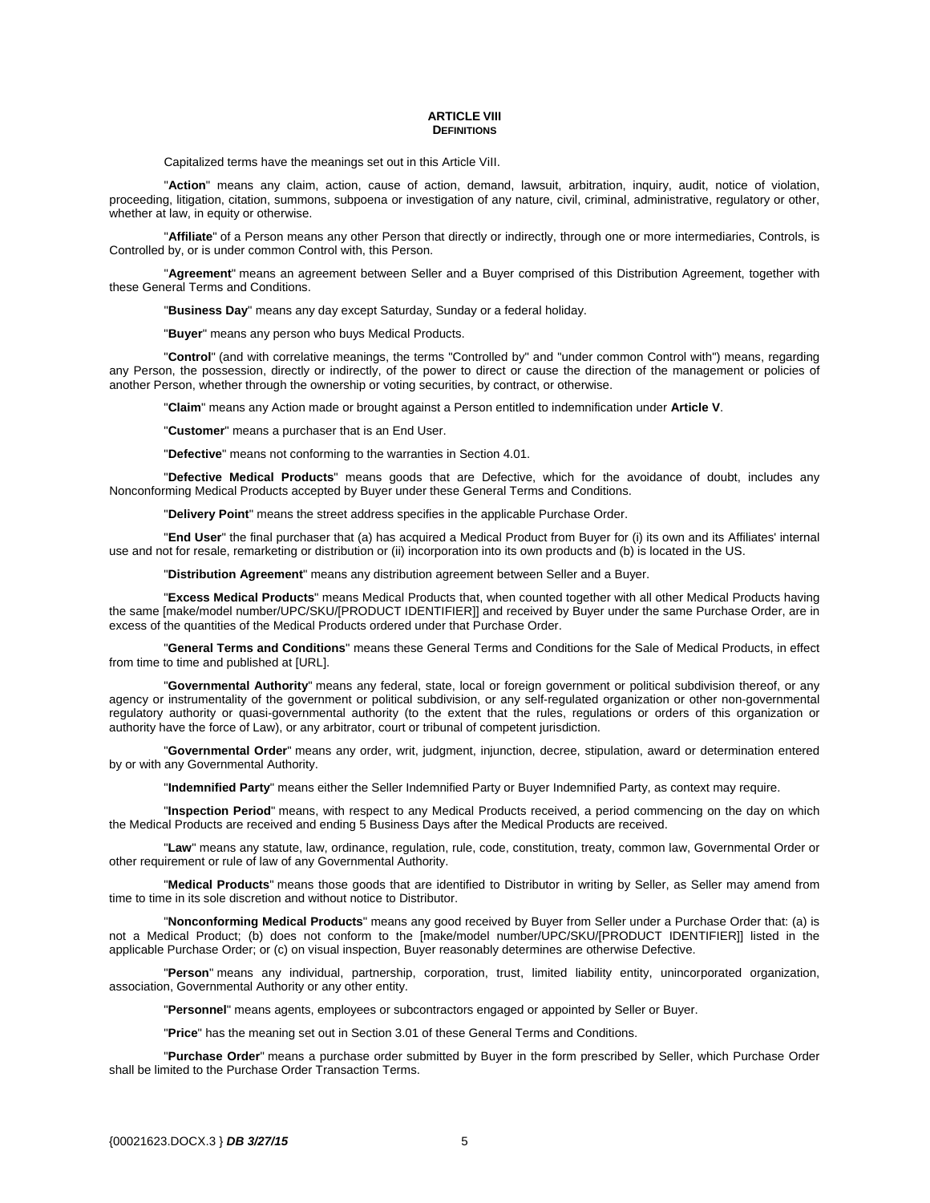# ARTICLE VIII
## DEFINITIONS

Capitalized terms have the meanings set out in this Article VIII.

"**Action**" means any claim, action, cause of action, demand, lawsuit, arbitration, inquiry, audit, notice of violation, proceeding, litigation, citation, summons, subpoena or investigation of any nature, civil, criminal, administrative, regulatory or other, whether at law, in equity or otherwise.

"**Affiliate**" of a Person means any other Person that directly or indirectly, through one or more intermediaries, Controls, is Controlled by, or is under common Control with, this Person.

"**Agreement**" means an agreement between Seller and a Buyer comprised of this Distribution Agreement, together with these General Terms and Conditions.

"**Business Day**" means any day except Saturday, Sunday or a federal holiday.

"**Buyer**" means any person who buys Medical Products.

"**Control**" (and with correlative meanings, the terms "Controlled by" and "under common Control with") means, regarding any Person, the possession, directly or indirectly, of the power to direct or cause the direction of the management or policies of another Person, whether through the ownership or voting securities, by contract, or otherwise.

"**Claim**" means any Action made or brought against a Person entitled to indemnification under **Article V**.

"**Customer**" means a purchaser that is an End User.

"**Defective**" means not conforming to the warranties in Section 4.01.

"**Defective Medical Products**" means goods that are Defective, which for the avoidance of doubt, includes any Nonconforming Medical Products accepted by Buyer under these General Terms and Conditions.

"**Delivery Point**" means the street address specifies in the applicable Purchase Order.

"**End User**" the final purchaser that (a) has acquired a Medical Product from Buyer for (i) its own and its Affiliates' internal use and not for resale, remarketing or distribution or (ii) incorporation into its own products and (b) is located in the US.

"**Distribution Agreement**" means any distribution agreement between Seller and a Buyer.

"**Excess Medical Products**" means Medical Products that, when counted together with all other Medical Products having the same [make/model number/UPC/SKU/[PRODUCT IDENTIFIER]] and received by Buyer under the same Purchase Order, are in excess of the quantities of the Medical Products ordered under that Purchase Order.

"**General Terms and Conditions**" means these General Terms and Conditions for the Sale of Medical Products, in effect from time to time and published at [URL].

"**Governmental Authority**" means any federal, state, local or foreign government or political subdivision thereof, or any agency or instrumentality of the government or political subdivision, or any self-regulated organization or other non-governmental regulatory authority or quasi-governmental authority (to the extent that the rules, regulations or orders of this organization or authority have the force of Law), or any arbitrator, court or tribunal of competent jurisdiction.

"**Governmental Order**" means any order, writ, judgment, injunction, decree, stipulation, award or determination entered by or with any Governmental Authority.

"**Indemnified Party**" means either the Seller Indemnified Party or Buyer Indemnified Party, as context may require.

"**Inspection Period**" means, with respect to any Medical Products received, a period commencing on the day on which the Medical Products are received and ending 5 Business Days after the Medical Products are received.

"**Law**" means any statute, law, ordinance, regulation, rule, code, constitution, treaty, common law, Governmental Order or other requirement or rule of law of any Governmental Authority.

"**Medical Products**" means those goods that are identified to Distributor in writing by Seller, as Seller may amend from time to time in its sole discretion and without notice to Distributor.

"**Nonconforming Medical Products**" means any good received by Buyer from Seller under a Purchase Order that: (a) is not a Medical Product; (b) does not conform to the [make/model number/UPC/SKU/[PRODUCT IDENTIFIER]] listed in the applicable Purchase Order; or (c) on visual inspection, Buyer reasonably determines are otherwise Defective.

"**Person**" means any individual, partnership, corporation, trust, limited liability entity, unincorporated organization, association, Governmental Authority or any other entity.

"**Personnel**" means agents, employees or subcontractors engaged or appointed by Seller or Buyer.

"**Price**" has the meaning set out in Section 3.01 of these General Terms and Conditions.

"**Purchase Order**" means a purchase order submitted by Buyer in the form prescribed by Seller, which Purchase Order shall be limited to the Purchase Order Transaction Terms.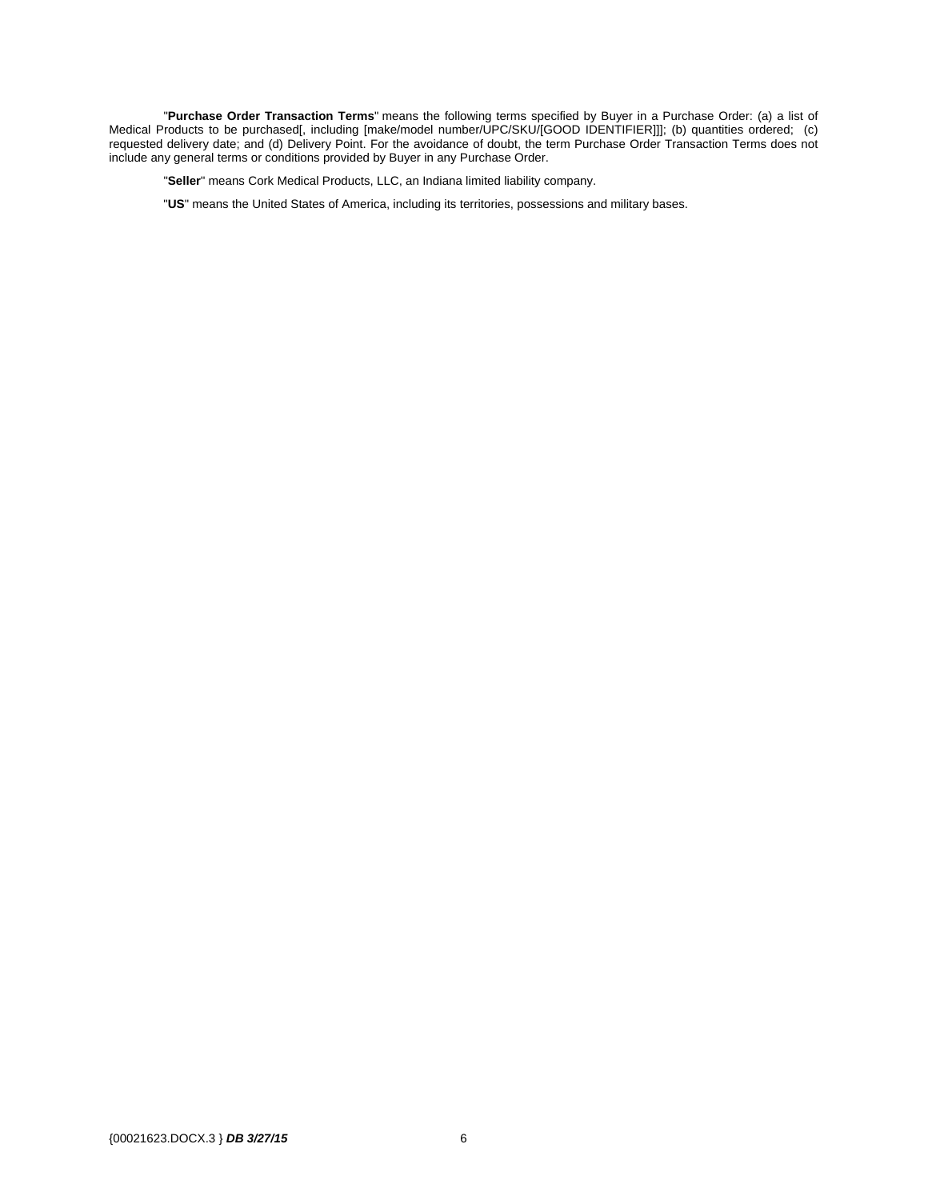"**Purchase Order Transaction Terms**" means the following terms specified by Buyer in a Purchase Order: (a) a list of Medical Products to be purchased[, including [make/model number/UPC/SKU/[GOOD IDENTIFIER]]]; (b) quantities ordered; (c) requested delivery date; and (d) Delivery Point. For the avoidance of doubt, the term Purchase Order Transaction Terms does not include any general terms or conditions provided by Buyer in any Purchase Order.

"**Seller**" means Cork Medical Products, LLC, an Indiana limited liability company.

"**US**" means the United States of America, including its territories, possessions and military bases.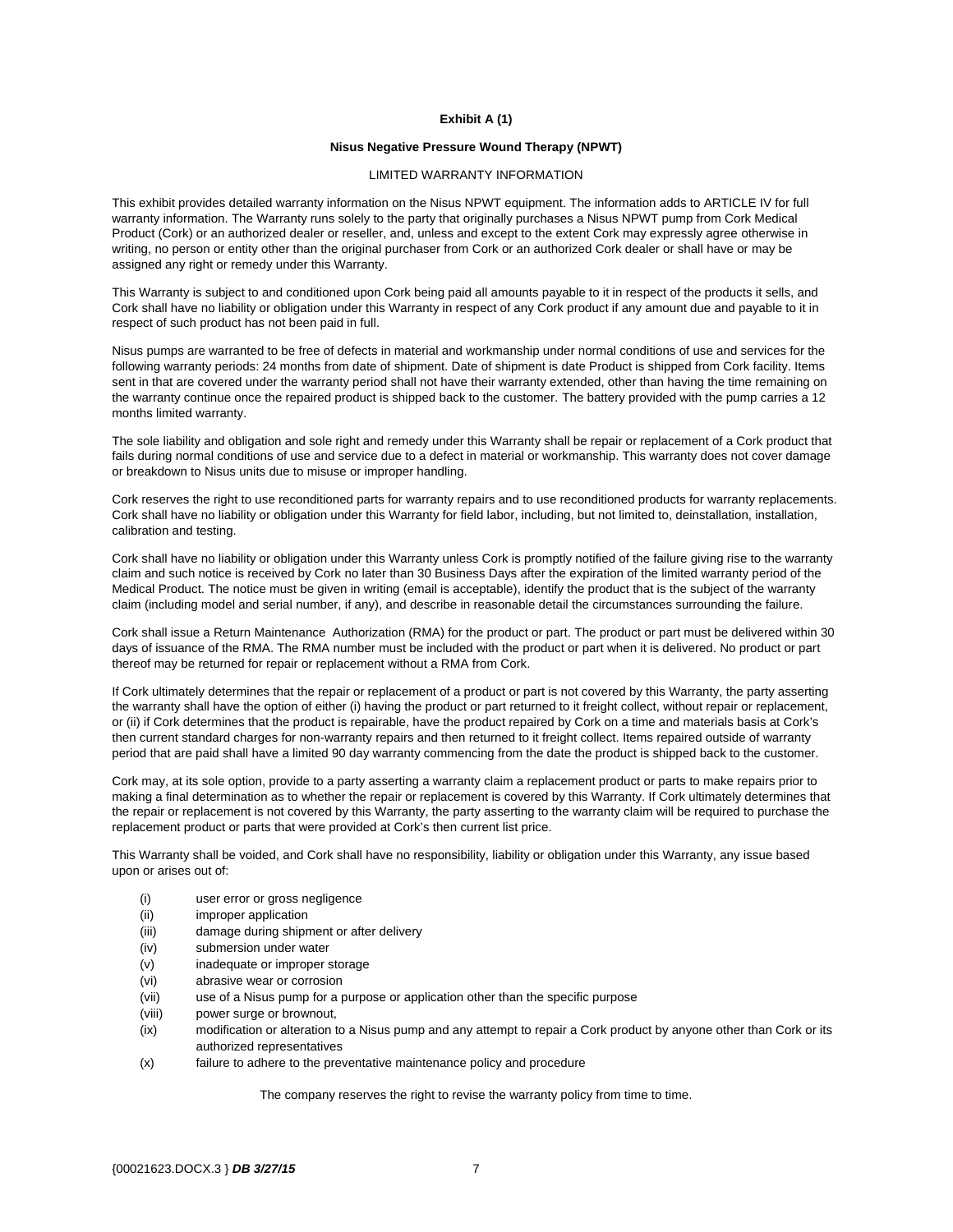**Exhibit A (1)**

**Nisus Negative Pressure Wound Therapy (NPWT)**

LIMITED WARRANTY INFORMATION

This exhibit provides detailed warranty information on the Nisus NPWT equipment. The information adds to ARTICLE IV for full warranty information. The Warranty runs solely to the party that originally purchases a Nisus NPWT pump from Cork Medical Product (Cork) or an authorized dealer or reseller, and, unless and except to the extent Cork may expressly agree otherwise in writing, no person or entity other than the original purchaser from Cork or an authorized Cork dealer or shall have or may be assigned any right or remedy under this Warranty.

This Warranty is subject to and conditioned upon Cork being paid all amounts payable to it in respect of the products it sells, and Cork shall have no liability or obligation under this Warranty in respect of any Cork product if any amount due and payable to it in respect of such product has not been paid in full.

Nisus pumps are warranted to be free of defects in material and workmanship under normal conditions of use and services for the following warranty periods: 24 months from date of shipment. Date of shipment is date Product is shipped from Cork facility. Items sent in that are covered under the warranty period shall not have their warranty extended, other than having the time remaining on the warranty continue once the repaired product is shipped back to the customer. The battery provided with the pump carries a 12 months limited warranty.

The sole liability and obligation and sole right and remedy under this Warranty shall be repair or replacement of a Cork product that fails during normal conditions of use and service due to a defect in material or workmanship. This warranty does not cover damage or breakdown to Nisus units due to misuse or improper handling.

Cork reserves the right to use reconditioned parts for warranty repairs and to use reconditioned products for warranty replacements. Cork shall have no liability or obligation under this Warranty for field labor, including, but not limited to, deinstallation, installation, calibration and testing.

Cork shall have no liability or obligation under this Warranty unless Cork is promptly notified of the failure giving rise to the warranty claim and such notice is received by Cork no later than 30 Business Days after the expiration of the limited warranty period of the Medical Product. The notice must be given in writing (email is acceptable), identify the product that is the subject of the warranty claim (including model and serial number, if any), and describe in reasonable detail the circumstances surrounding the failure.

Cork shall issue a Return Maintenance Authorization (RMA) for the product or part. The product or part must be delivered within 30 days of issuance of the RMA. The RMA number must be included with the product or part when it is delivered. No product or part thereof may be returned for repair or replacement without a RMA from Cork.

If Cork ultimately determines that the repair or replacement of a product or part is not covered by this Warranty, the party asserting the warranty shall have the option of either (i) having the product or part returned to it freight collect, without repair or replacement, or (ii) if Cork determines that the product is repairable, have the product repaired by Cork on a time and materials basis at Cork's then current standard charges for non-warranty repairs and then returned to it freight collect. Items repaired outside of warranty period that are paid shall have a limited 90 day warranty commencing from the date the product is shipped back to the customer.

Cork may, at its sole option, provide to a party asserting a warranty claim a replacement product or parts to make repairs prior to making a final determination as to whether the repair or replacement is covered by this Warranty. If Cork ultimately determines that the repair or replacement is not covered by this Warranty, the party asserting to the warranty claim will be required to purchase the replacement product or parts that were provided at Cork's then current list price.

This Warranty shall be voided, and Cork shall have no responsibility, liability or obligation under this Warranty, any issue based upon or arises out of:

- (i) user error or gross negligence
- (ii) improper application
- (iii) damage during shipment or after delivery
- (iv) submersion under water
- (v) inadequate or improper storage
- (vi) abrasive wear or corrosion
- (vii) use of a Nisus pump for a purpose or application other than the specific purpose
- (viii) power surge or brownout,
- (ix) modification or alteration to a Nisus pump and any attempt to repair a Cork product by anyone other than Cork or its authorized representatives
- (x) failure to adhere to the preventative maintenance policy and procedure

The company reserves the right to revise the warranty policy from time to time.

{00021623.DOCX.3 } ***DB 3/27/15***